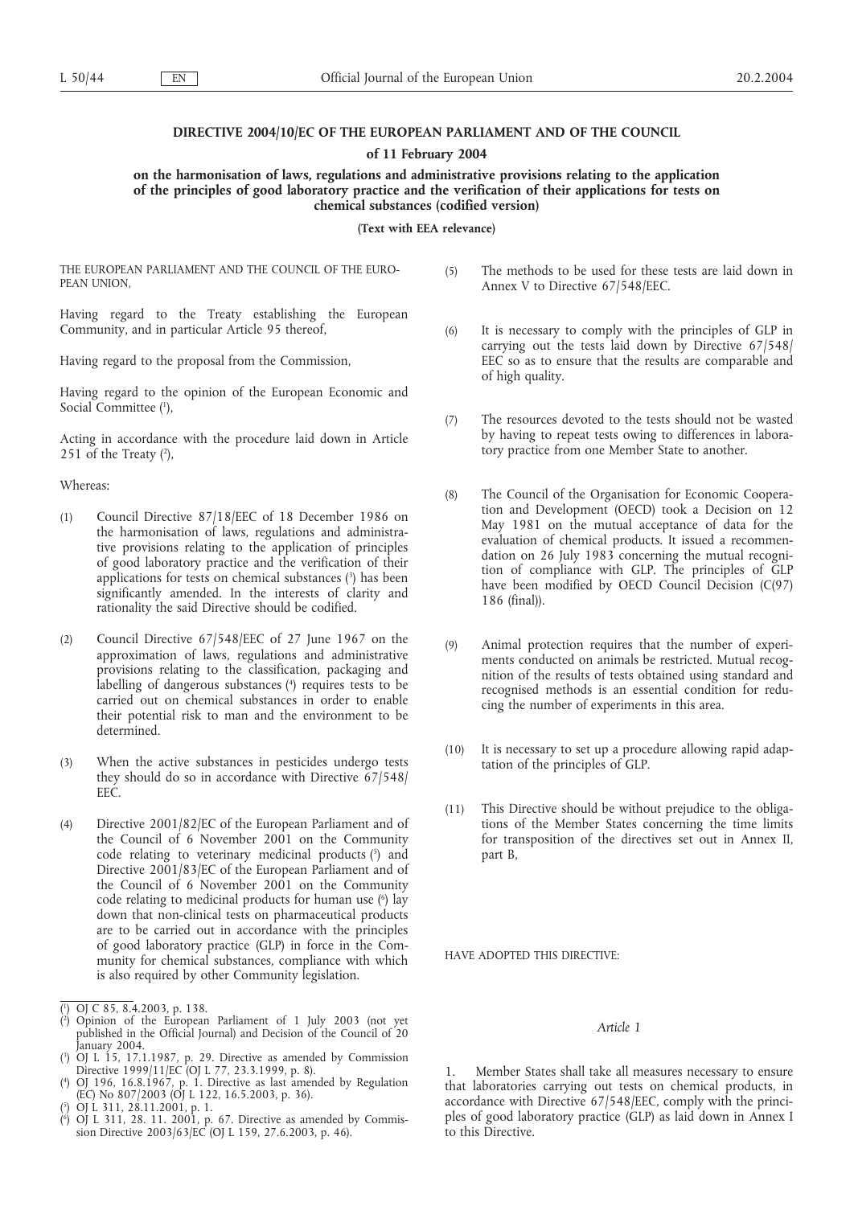# DIRECTIVE 2004/10/EC OF THE EUROPEAN PARLIAMENT AND OF THE COUNCIL

**of 11 February 2004**

**on the harmonisation of laws, regulations and administrative provisions relating to the application of the principles of good laboratory practice and the verification of their applications for tests on chemical substances (codified version)**

**(Text with EEA relevance)**

THE EUROPEAN PARLIAMENT AND THE COUNCIL OF THE EUROPEAN UNION,

Having regard to the Treaty establishing the European Community, and in particular Article 95 thereof,

Having regard to the proposal from the Commission,

Having regard to the opinion of the European Economic and Social Committee [1],

Acting in accordance with the procedure laid down in Article 251 of the Treaty [2],

Whereas:

(1) Council Directive 87/18/EEC of 18 December 1986 on the harmonisation of laws, regulations and administrative provisions relating to the application of principles of good laboratory practice and the verification of their applications for tests on chemical substances [3] has been significantly amended. In the interests of clarity and rationality the said Directive should be codified.

(2) Council Directive 67/548/EEC of 27 June 1967 on the approximation of laws, regulations and administrative provisions relating to the classification, packaging and labelling of dangerous substances [4] requires tests to be carried out on chemical substances in order to enable their potential risk to man and the environment to be determined.

(3) When the active substances in pesticides undergo tests they should do so in accordance with Directive 67/548/EEC.

(4) Directive 2001/82/EC of the European Parliament and of the Council of 6 November 2001 on the Community code relating to veterinary medicinal products [5] and Directive 2001/83/EC of the European Parliament and of the Council of 6 November 2001 on the Community code relating to medicinal products for human use [6] lay down that non-clinical tests on pharmaceutical products are to be carried out in accordance with the principles of good laboratory practice (GLP) in force in the Community for chemical substances, compliance with which is also required by other Community legislation.

(5) The methods to be used for these tests are laid down in Annex V to Directive 67/548/EEC.

(6) It is necessary to comply with the principles of GLP in carrying out the tests laid down by Directive 67/548/EEC so as to ensure that the results are comparable and of high quality.

(7) The resources devoted to the tests should not be wasted by having to repeat tests owing to differences in laboratory practice from one Member State to another.

(8) The Council of the Organisation for Economic Cooperation and Development (OECD) took a Decision on 12 May 1981 on the mutual acceptance of data for the evaluation of chemical products. It issued a recommendation on 26 July 1983 concerning the mutual recognition of compliance with GLP. The principles of GLP have been modified by OECD Council Decision (C(97) 186 (final)).

(9) Animal protection requires that the number of experiments conducted on animals be restricted. Mutual recognition of the results of tests obtained using standard and recognised methods is an essential condition for reducing the number of experiments in this area.

(10) It is necessary to set up a procedure allowing rapid adaptation of the principles of GLP.

(11) This Directive should be without prejudice to the obligations of the Member States concerning the time limits for transposition of the directives set out in Annex II, part B,

HAVE ADOPTED THIS DIRECTIVE:

*Article 1*

1. Member States shall take all measures necessary to ensure that laboratories carrying out tests on chemical products, in accordance with Directive 67/548/EEC, comply with the principles of good laboratory practice (GLP) as laid down in Annex I to this Directive.

---

[1] OJ C 85, 8.4.2003, p. 138.

[2] Opinion of the European Parliament of 1 July 2003 (not yet published in the Official Journal) and Decision of the Council of 20 January 2004.

[3] OJ L 15, 17.1.1987, p. 29. Directive as amended by Commission Directive 1999/11/EC (OJ L 77, 23.3.1999, p. 8).

[4] OJ 196, 16.8.1967, p. 1. Directive as last amended by Regulation (EC) No 807/2003 (OJ L 122, 16.5.2003, p. 36).

[5] OJ L 311, 28.11.2001, p. 1.

[6] OJ L 311, 28. 11. 2001, p. 67. Directive as amended by Commission Directive 2003/63/EC (OJ L 159, 27.6.2003, p. 46).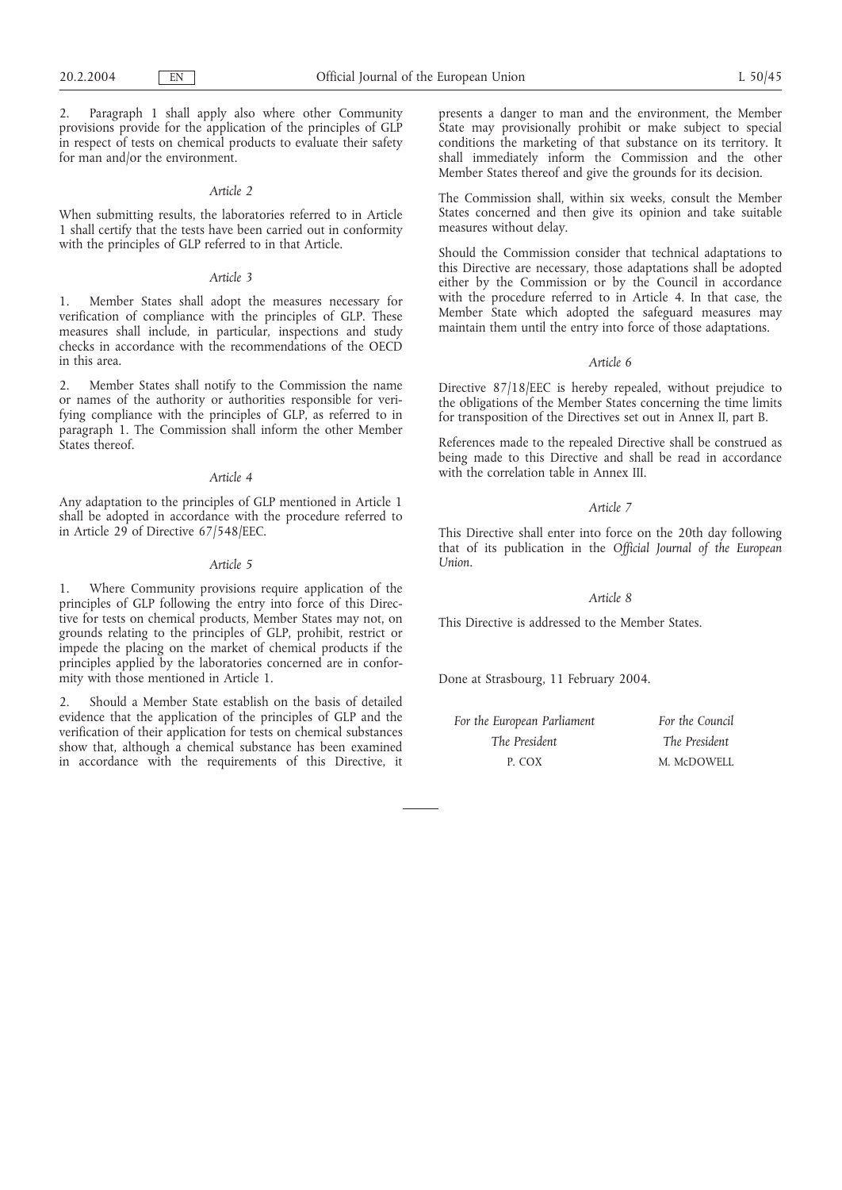2. Paragraph 1 shall apply also where other Community provisions provide for the application of the principles of GLP in respect of tests on chemical products to evaluate their safety for man and/or the environment.

*Article 2*

When submitting results, the laboratories referred to in Article 1 shall certify that the tests have been carried out in conformity with the principles of GLP referred to in that Article.

*Article 3*

1. Member States shall adopt the measures necessary for verification of compliance with the principles of GLP. These measures shall include, in particular, inspections and study checks in accordance with the recommendations of the OECD in this area.

2. Member States shall notify to the Commission the name or names of the authority or authorities responsible for verifying compliance with the principles of GLP, as referred to in paragraph 1. The Commission shall inform the other Member States thereof.

*Article 4*

Any adaptation to the principles of GLP mentioned in Article 1 shall be adopted in accordance with the procedure referred to in Article 29 of Directive 67/548/EEC.

*Article 5*

1. Where Community provisions require application of the principles of GLP following the entry into force of this Directive for tests on chemical products, Member States may not, on grounds relating to the principles of GLP, prohibit, restrict or impede the placing on the market of chemical products if the principles applied by the laboratories concerned are in conformity with those mentioned in Article 1.

2. Should a Member State establish on the basis of detailed evidence that the application of the principles of GLP and the verification of their application for tests on chemical substances show that, although a chemical substance has been examined in accordance with the requirements of this Directive, it presents a danger to man and the environment, the Member State may provisionally prohibit or make subject to special conditions the marketing of that substance on its territory. It shall immediately inform the Commission and the other Member States thereof and give the grounds for its decision.

The Commission shall, within six weeks, consult the Member States concerned and then give its opinion and take suitable measures without delay.

Should the Commission consider that technical adaptations to this Directive are necessary, those adaptations shall be adopted either by the Commission or by the Council in accordance with the procedure referred to in Article 4. In that case, the Member State which adopted the safeguard measures may maintain them until the entry into force of those adaptations.

*Article 6*

Directive 87/18/EEC is hereby repealed, without prejudice to the obligations of the Member States concerning the time limits for transposition of the Directives set out in Annex II, part B.

References made to the repealed Directive shall be construed as being made to this Directive and shall be read in accordance with the correlation table in Annex III.

*Article 7*

This Directive shall enter into force on the 20th day following that of its publication in the *Official Journal of the European Union*.

*Article 8*

This Directive is addressed to the Member States.

Done at Strasbourg, 11 February 2004.

| *For the European Parliament* | *For the Council* |
|---|---|
| *The President* | *The President* |
| P. COX | M. McDOWELL |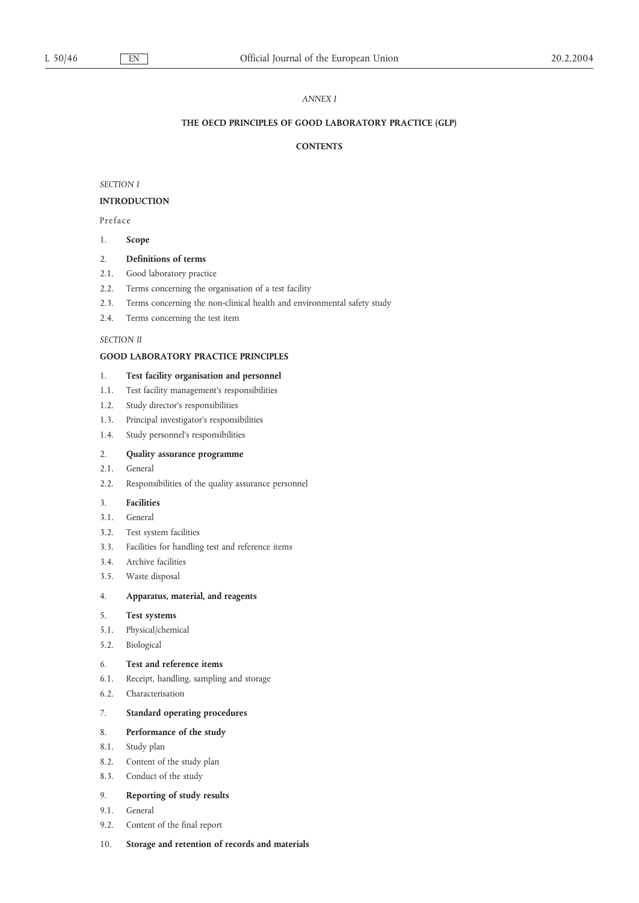*ANNEX I*

## THE OECD PRINCIPLES OF GOOD LABORATORY PRACTICE (GLP)

### CONTENTS

*SECTION I*

**INTRODUCTION**

Preface

1. **Scope**

2. **Definitions of terms**

2.1. Good laboratory practice

2.2. Terms concerning the organisation of a test facility

2.3. Terms concerning the non-clinical health and environmental safety study

2.4. Terms concerning the test item

*SECTION II*

**GOOD LABORATORY PRACTICE PRINCIPLES**

1. **Test facility organisation and personnel**

1.1. Test facility management's responsibilities

1.2. Study director's responsibilities

1.3. Principal investigator's responsibilities

1.4. Study personnel's responsibilities

2. **Quality assurance programme**

2.1. General

2.2. Responsibilities of the quality assurance personnel

3. **Facilities**

3.1. General

3.2. Test system facilities

3.3. Facilities for handling test and reference items

3.4. Archive facilities

3.5. Waste disposal

4. **Apparatus, material, and reagents**

5. **Test systems**

5.1. Physical/chemical

5.2. Biological

6. **Test and reference items**

6.1. Receipt, handling, sampling and storage

6.2. Characterisation

7. **Standard operating procedures**

8. **Performance of the study**

8.1. Study plan

8.2. Content of the study plan

8.3. Conduct of the study

9. **Reporting of study results**

9.1. General

9.2. Content of the final report

10. **Storage and retention of records and materials**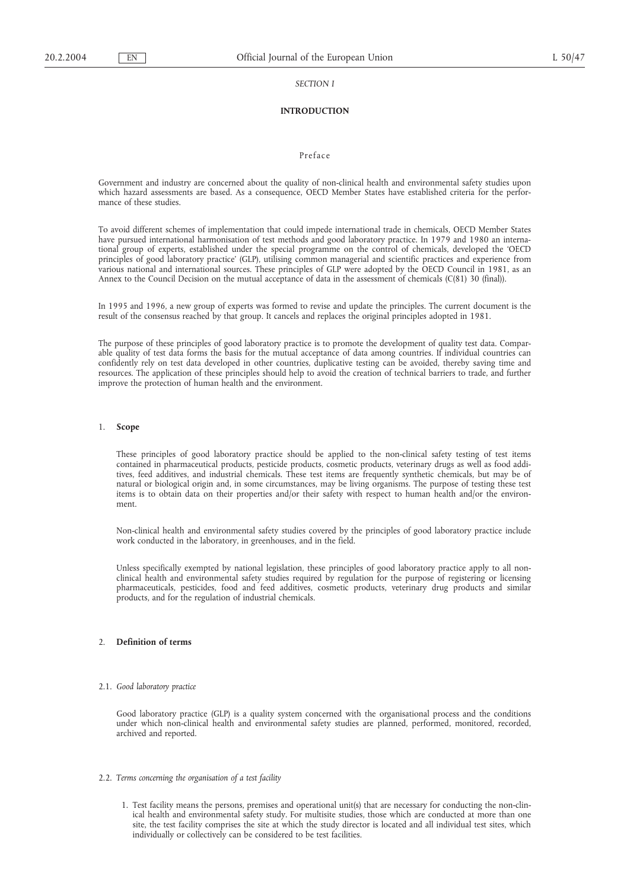*SECTION I*

**INTRODUCTION**

Preface

Government and industry are concerned about the quality of non-clinical health and environmental safety studies upon which hazard assessments are based. As a consequence, OECD Member States have established criteria for the performance of these studies.

To avoid different schemes of implementation that could impede international trade in chemicals, OECD Member States have pursued international harmonisation of test methods and good laboratory practice. In 1979 and 1980 an international group of experts, established under the special programme on the control of chemicals, developed the 'OECD principles of good laboratory practice' (GLP), utilising common managerial and scientific practices and experience from various national and international sources. These principles of GLP were adopted by the OECD Council in 1981, as an Annex to the Council Decision on the mutual acceptance of data in the assessment of chemicals (C(81) 30 (final)).

In 1995 and 1996, a new group of experts was formed to revise and update the principles. The current document is the result of the consensus reached by that group. It cancels and replaces the original principles adopted in 1981.

The purpose of these principles of good laboratory practice is to promote the development of quality test data. Comparable quality of test data forms the basis for the mutual acceptance of data among countries. If individual countries can confidently rely on test data developed in other countries, duplicative testing can be avoided, thereby saving time and resources. The application of these principles should help to avoid the creation of technical barriers to trade, and further improve the protection of human health and the environment.

## 1. **Scope**

These principles of good laboratory practice should be applied to the non-clinical safety testing of test items contained in pharmaceutical products, pesticide products, cosmetic products, veterinary drugs as well as food additives, feed additives, and industrial chemicals. These test items are frequently synthetic chemicals, but may be of natural or biological origin and, in some circumstances, may be living organisms. The purpose of testing these test items is to obtain data on their properties and/or their safety with respect to human health and/or the environment.

Non-clinical health and environmental safety studies covered by the principles of good laboratory practice include work conducted in the laboratory, in greenhouses, and in the field.

Unless specifically exempted by national legislation, these principles of good laboratory practice apply to all non-clinical health and environmental safety studies required by regulation for the purpose of registering or licensing pharmaceuticals, pesticides, food and feed additives, cosmetic products, veterinary drug products and similar products, and for the regulation of industrial chemicals.

## 2. **Definition of terms**

### 2.1. *Good laboratory practice*

Good laboratory practice (GLP) is a quality system concerned with the organisational process and the conditions under which non-clinical health and environmental safety studies are planned, performed, monitored, recorded, archived and reported.

### 2.2. *Terms concerning the organisation of a test facility*

1. Test facility means the persons, premises and operational unit(s) that are necessary for conducting the non-clinical health and environmental safety study. For multisite studies, those which are conducted at more than one site, the test facility comprises the site at which the study director is located and all individual test sites, which individually or collectively can be considered to be test facilities.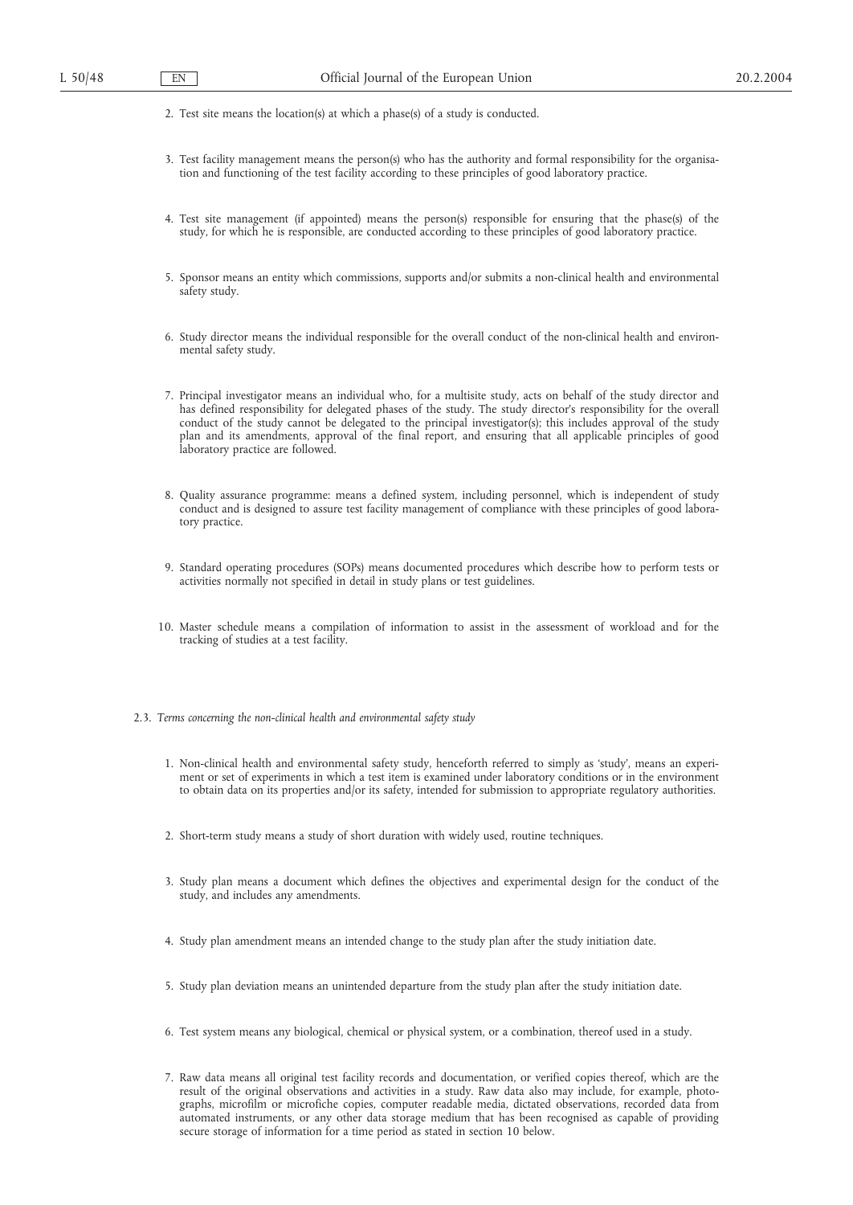2. Test site means the location(s) at which a phase(s) of a study is conducted.

3. Test facility management means the person(s) who has the authority and formal responsibility for the organisation and functioning of the test facility according to these principles of good laboratory practice.

4. Test site management (if appointed) means the person(s) responsible for ensuring that the phase(s) of the study, for which he is responsible, are conducted according to these principles of good laboratory practice.

5. Sponsor means an entity which commissions, supports and/or submits a non-clinical health and environmental safety study.

6. Study director means the individual responsible for the overall conduct of the non-clinical health and environmental safety study.

7. Principal investigator means an individual who, for a multisite study, acts on behalf of the study director and has defined responsibility for delegated phases of the study. The study director's responsibility for the overall conduct of the study cannot be delegated to the principal investigator(s); this includes approval of the study plan and its amendments, approval of the final report, and ensuring that all applicable principles of good laboratory practice are followed.

8. Quality assurance programme: means a defined system, including personnel, which is independent of study conduct and is designed to assure test facility management of compliance with these principles of good laboratory practice.

9. Standard operating procedures (SOPs) means documented procedures which describe how to perform tests or activities normally not specified in detail in study plans or test guidelines.

10. Master schedule means a compilation of information to assist in the assessment of workload and for the tracking of studies at a test facility.

2.3. *Terms concerning the non-clinical health and environmental safety study*

1. Non-clinical health and environmental safety study, henceforth referred to simply as 'study', means an experiment or set of experiments in which a test item is examined under laboratory conditions or in the environment to obtain data on its properties and/or its safety, intended for submission to appropriate regulatory authorities.

2. Short-term study means a study of short duration with widely used, routine techniques.

3. Study plan means a document which defines the objectives and experimental design for the conduct of the study, and includes any amendments.

4. Study plan amendment means an intended change to the study plan after the study initiation date.

5. Study plan deviation means an unintended departure from the study plan after the study initiation date.

6. Test system means any biological, chemical or physical system, or a combination, thereof used in a study.

7. Raw data means all original test facility records and documentation, or verified copies thereof, which are the result of the original observations and activities in a study. Raw data also may include, for example, photographs, microfilm or microfiche copies, computer readable media, dictated observations, recorded data from automated instruments, or any other data storage medium that has been recognised as capable of providing secure storage of information for a time period as stated in section 10 below.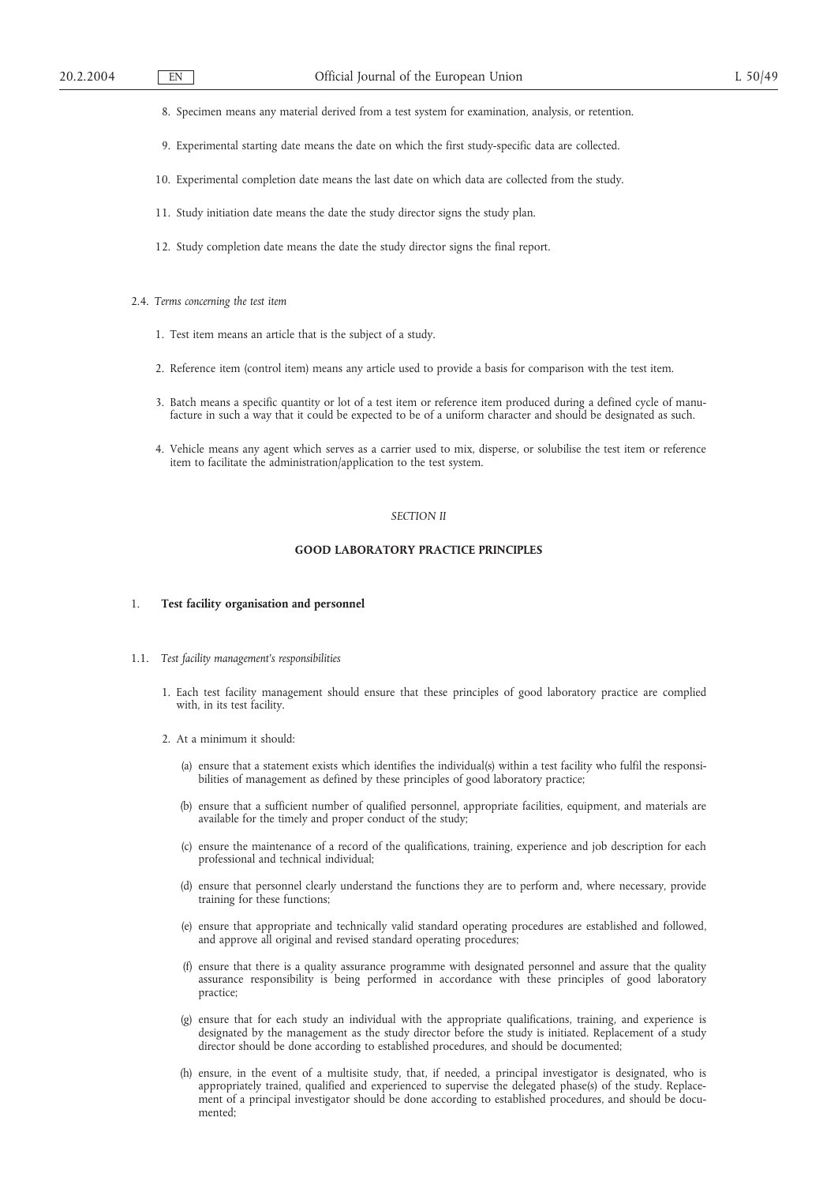8. Specimen means any material derived from a test system for examination, analysis, or retention.

9. Experimental starting date means the date on which the first study-specific data are collected.

10. Experimental completion date means the last date on which data are collected from the study.

11. Study initiation date means the date the study director signs the study plan.

12. Study completion date means the date the study director signs the final report.

2.4. *Terms concerning the test item*

1. Test item means an article that is the subject of a study.

2. Reference item (control item) means any article used to provide a basis for comparison with the test item.

3. Batch means a specific quantity or lot of a test item or reference item produced during a defined cycle of manufacture in such a way that it could be expected to be of a uniform character and should be designated as such.

4. Vehicle means any agent which serves as a carrier used to mix, disperse, or solubilise the test item or reference item to facilitate the administration/application to the test system.

*SECTION II*

## GOOD LABORATORY PRACTICE PRINCIPLES

### 1. Test facility organisation and personnel

1.1. *Test facility management's responsibilities*

1. Each test facility management should ensure that these principles of good laboratory practice are complied with, in its test facility.

2. At a minimum it should:

(a) ensure that a statement exists which identifies the individual(s) within a test facility who fulfil the responsibilities of management as defined by these principles of good laboratory practice;

(b) ensure that a sufficient number of qualified personnel, appropriate facilities, equipment, and materials are available for the timely and proper conduct of the study;

(c) ensure the maintenance of a record of the qualifications, training, experience and job description for each professional and technical individual;

(d) ensure that personnel clearly understand the functions they are to perform and, where necessary, provide training for these functions;

(e) ensure that appropriate and technically valid standard operating procedures are established and followed, and approve all original and revised standard operating procedures;

(f) ensure that there is a quality assurance programme with designated personnel and assure that the quality assurance responsibility is being performed in accordance with these principles of good laboratory practice;

(g) ensure that for each study an individual with the appropriate qualifications, training, and experience is designated by the management as the study director before the study is initiated. Replacement of a study director should be done according to established procedures, and should be documented;

(h) ensure, in the event of a multisite study, that, if needed, a principal investigator is designated, who is appropriately trained, qualified and experienced to supervise the delegated phase(s) of the study. Replacement of a principal investigator should be done according to the established procedures, and should be documented;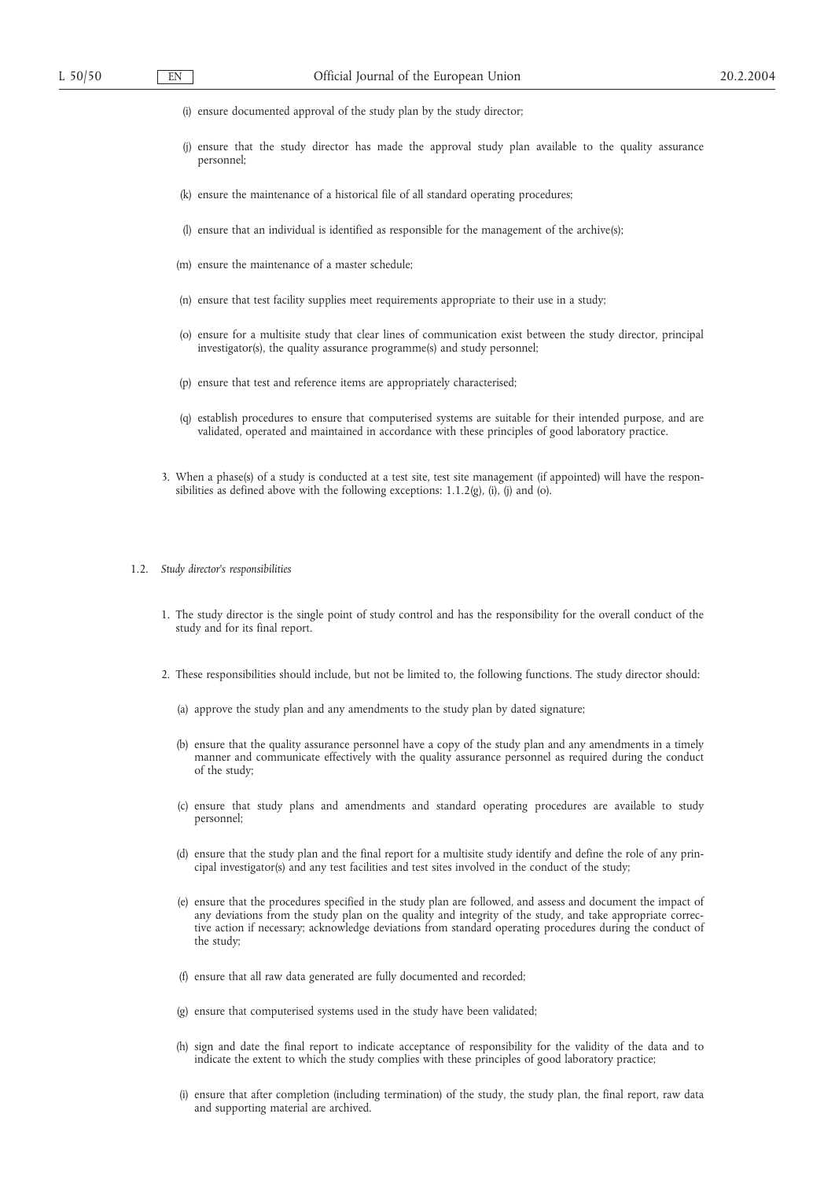(i) ensure documented approval of the study plan by the study director;

(j) ensure that the study director has made the approval study plan available to the quality assurance personnel;

(k) ensure the maintenance of a historical file of all standard operating procedures;

(l) ensure that an individual is identified as responsible for the management of the archive(s);

(m) ensure the maintenance of a master schedule;

(n) ensure that test facility supplies meet requirements appropriate to their use in a study;

(o) ensure for a multisite study that clear lines of communication exist between the study director, principal investigator(s), the quality assurance programme(s) and study personnel;

(p) ensure that test and reference items are appropriately characterised;

(q) establish procedures to ensure that computerised systems are suitable for their intended purpose, and are validated, operated and maintained in accordance with these principles of good laboratory practice.

3. When a phase(s) of a study is conducted at a test site, test site management (if appointed) will have the responsibilities as defined above with the following exceptions: 1.1.2(g), (i), (j) and (o).

### 1.2. *Study director's responsibilities*

1. The study director is the single point of study control and has the responsibility for the overall conduct of the study and for its final report.

2. These responsibilities should include, but not be limited to, the following functions. The study director should:

(a) approve the study plan and any amendments to the study plan by dated signature;

(b) ensure that the quality assurance personnel have a copy of the study plan and any amendments in a timely manner and communicate effectively with the quality assurance personnel as required during the conduct of the study;

(c) ensure that study plans and amendments and standard operating procedures are available to study personnel;

(d) ensure that the study plan and the final report for a multisite study identify and define the role of any principal investigator(s) and any test facilities and test sites involved in the conduct of the study;

(e) ensure that the procedures specified in the study plan are followed, and assess and document the impact of any deviations from the study plan on the quality and integrity of the study, and take appropriate corrective action if necessary; acknowledge deviations from standard operating procedures during the conduct of the study;

(f) ensure that all raw data generated are fully documented and recorded;

(g) ensure that computerised systems used in the study have been validated;

(h) sign and date the final report to indicate acceptance of responsibility for the validity of the data and to indicate the extent to which the study complies with these principles of good laboratory practice;

(i) ensure that after completion (including termination) of the study, the study plan, the final report, raw data and supporting material are archived.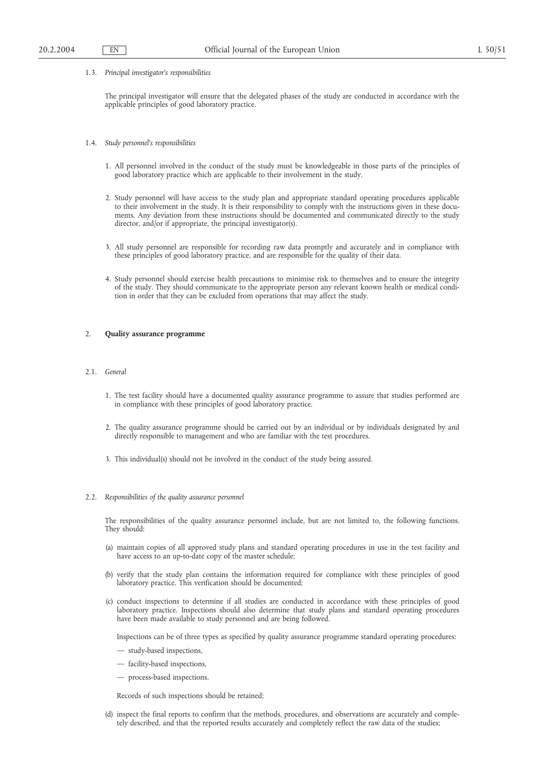1.3. *Principal investigator's responsibilities*

The principal investigator will ensure that the delegated phases of the study are conducted in accordance with the applicable principles of good laboratory practice.

1.4. *Study personnel's responsibilities*

1. All personnel involved in the conduct of the study must be knowledgeable in those parts of the principles of good laboratory practice which are applicable to their involvement in the study.

2. Study personnel will have access to the study plan and appropriate standard operating procedures applicable to their involvement in the study. It is their responsibility to comply with the instructions given in these documents. Any deviation from these instructions should be documented and communicated directly to the study director, and/or if appropriate, the principal investigator(s).

3. All study personnel are responsible for recording raw data promptly and accurately and in compliance with these principles of good laboratory practice, and are responsible for the quality of their data.

4. Study personnel should exercise health precautions to minimise risk to themselves and to ensure the integrity of the study. They should communicate to the appropriate person any relevant known health or medical condition in order that they can be excluded from operations that may affect the study.

## 2. **Quality assurance programme**

2.1. *General*

1. The test facility should have a documented quality assurance programme to assure that studies performed are in compliance with these principles of good laboratory practice.

2. The quality assurance programme should be carried out by an individual or by individuals designated by and directly responsible to management and who are familiar with the test procedures.

3. This individual(s) should not be involved in the conduct of the study being assured.

2.2. *Responsibilities of the quality assurance personnel*

The responsibilities of the quality assurance personnel include, but are not limited to, the following functions. They should:

(a) maintain copies of all approved study plans and standard operating procedures in use in the test facility and have access to an up-to-date copy of the master schedule;

(b) verify that the study plan contains the information required for compliance with these principles of good laboratory practice. This verification should be documented;

(c) conduct inspections to determine if all studies are conducted in accordance with these principles of good laboratory practice. Inspections should also determine that study plans and standard operating procedures have been made available to study personnel and are being followed.

Inspections can be of three types as specified by quality assurance programme standard operating procedures:

— study-based inspections,

— facility-based inspections,

— process-based inspections.

Records of such inspections should be retained;

(d) inspect the final reports to confirm that the methods, procedures, and observations are accurately and completely described, and that the reported results accurately and completely reflect the raw data of the studies;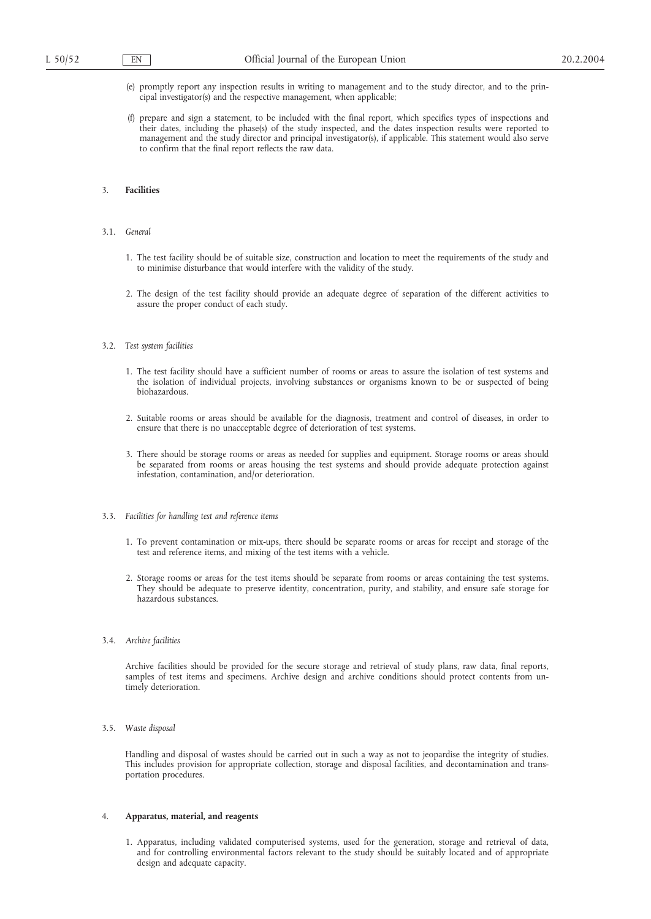(e) promptly report any inspection results in writing to management and to the study director, and to the principal investigator(s) and the respective management, when applicable;

(f) prepare and sign a statement, to be included with the final report, which specifies types of inspections and their dates, including the phase(s) of the study inspected, and the dates inspection results were reported to management and the study director and principal investigator(s), if applicable. This statement would also serve to confirm that the final report reflects the raw data.

## 3. **Facilities**

### 3.1. *General*

1. The test facility should be of suitable size, construction and location to meet the requirements of the study and to minimise disturbance that would interfere with the validity of the study.

2. The design of the test facility should provide an adequate degree of separation of the different activities to assure the proper conduct of each study.

### 3.2. *Test system facilities*

1. The test facility should have a sufficient number of rooms or areas to assure the isolation of test systems and the isolation of individual projects, involving substances or organisms known to be or suspected of being biohazardous.

2. Suitable rooms or areas should be available for the diagnosis, treatment and control of diseases, in order to ensure that there is no unacceptable degree of deterioration of test systems.

3. There should be storage rooms or areas as needed for supplies and equipment. Storage rooms or areas should be separated from rooms or areas housing the test systems and should provide adequate protection against infestation, contamination, and/or deterioration.

### 3.3. *Facilities for handling test and reference items*

1. To prevent contamination or mix-ups, there should be separate rooms or areas for receipt and storage of the test and reference items, and mixing of the test items with a vehicle.

2. Storage rooms or areas for the test items should be separate from rooms or areas containing the test systems. They should be adequate to preserve identity, concentration, purity, and stability, and ensure safe storage for hazardous substances.

### 3.4. *Archive facilities*

Archive facilities should be provided for the secure storage and retrieval of study plans, raw data, final reports, samples of test items and specimens. Archive design and archive conditions should protect contents from untimely deterioration.

### 3.5. *Waste disposal*

Handling and disposal of wastes should be carried out in such a way as not to jeopardise the integrity of studies. This includes provision for appropriate collection, storage and disposal facilities, and decontamination and transportation procedures.

## 4. **Apparatus, material, and reagents**

1. Apparatus, including validated computerised systems, used for the generation, storage and retrieval of data, and for controlling environmental factors relevant to the study should be suitably located and of appropriate design and adequate capacity.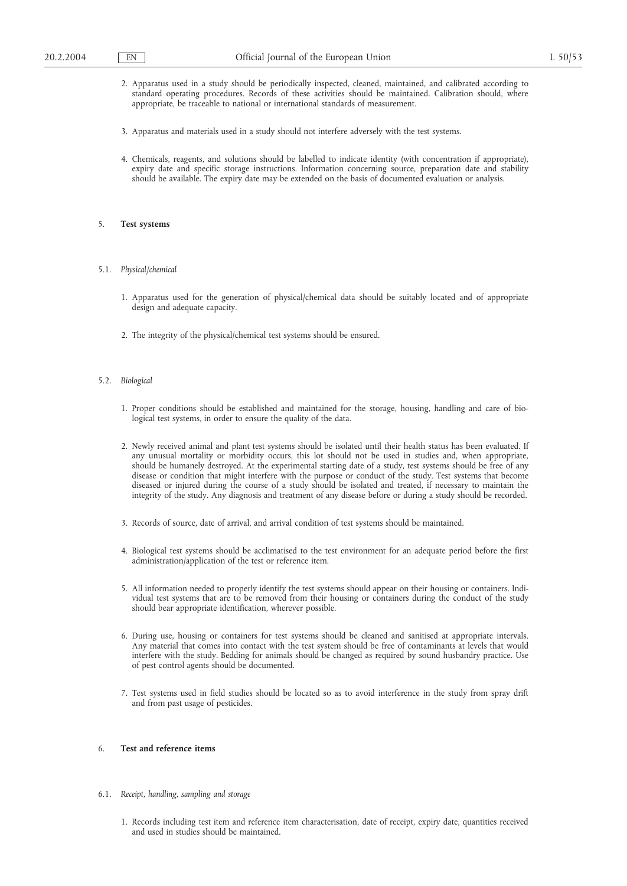2. Apparatus used in a study should be periodically inspected, cleaned, maintained, and calibrated according to standard operating procedures. Records of these activities should be maintained. Calibration should, where appropriate, be traceable to national or international standards of measurement.

3. Apparatus and materials used in a study should not interfere adversely with the test systems.

4. Chemicals, reagents, and solutions should be labelled to indicate identity (with concentration if appropriate), expiry date and specific storage instructions. Information concerning source, preparation date and stability should be available. The expiry date may be extended on the basis of documented evaluation or analysis.

## 5. **Test systems**

### 5.1. *Physical/chemical*

1. Apparatus used for the generation of physical/chemical data should be suitably located and of appropriate design and adequate capacity.

2. The integrity of the physical/chemical test systems should be ensured.

### 5.2. *Biological*

1. Proper conditions should be established and maintained for the storage, housing, handling and care of biological test systems, in order to ensure the quality of the data.

2. Newly received animal and plant test systems should be isolated until their health status has been evaluated. If any unusual mortality or morbidity occurs, this lot should not be used in studies and, when appropriate, should be humanely destroyed. At the experimental starting date of a study, test systems should be free of any disease or condition that might interfere with the purpose or conduct of the study. Test systems that become diseased or injured during the course of a study should be isolated and treated, if necessary to maintain the integrity of the study. Any diagnosis and treatment of any disease before or during a study should be recorded.

3. Records of source, date of arrival, and arrival condition of test systems should be maintained.

4. Biological test systems should be acclimatised to the test environment for an adequate period before the first administration/application of the test or reference item.

5. All information needed to properly identify the test systems should appear on their housing or containers. Individual test systems that are to be removed from their housing or containers during the conduct of the study should bear appropriate identification, wherever possible.

6. During use, housing or containers for test systems should be cleaned and sanitised at appropriate intervals. Any material that comes into contact with the test system should be free of contaminants at levels that would interfere with the study. Bedding for animals should be changed as required by sound husbandry practice. Use of pest control agents should be documented.

7. Test systems used in field studies should be located so as to avoid interference in the study from spray drift and from past usage of pesticides.

## 6. **Test and reference items**

### 6.1. *Receipt, handling, sampling and storage*

1. Records including test item and reference item characterisation, date of receipt, expiry date, quantities received and used in studies should be maintained.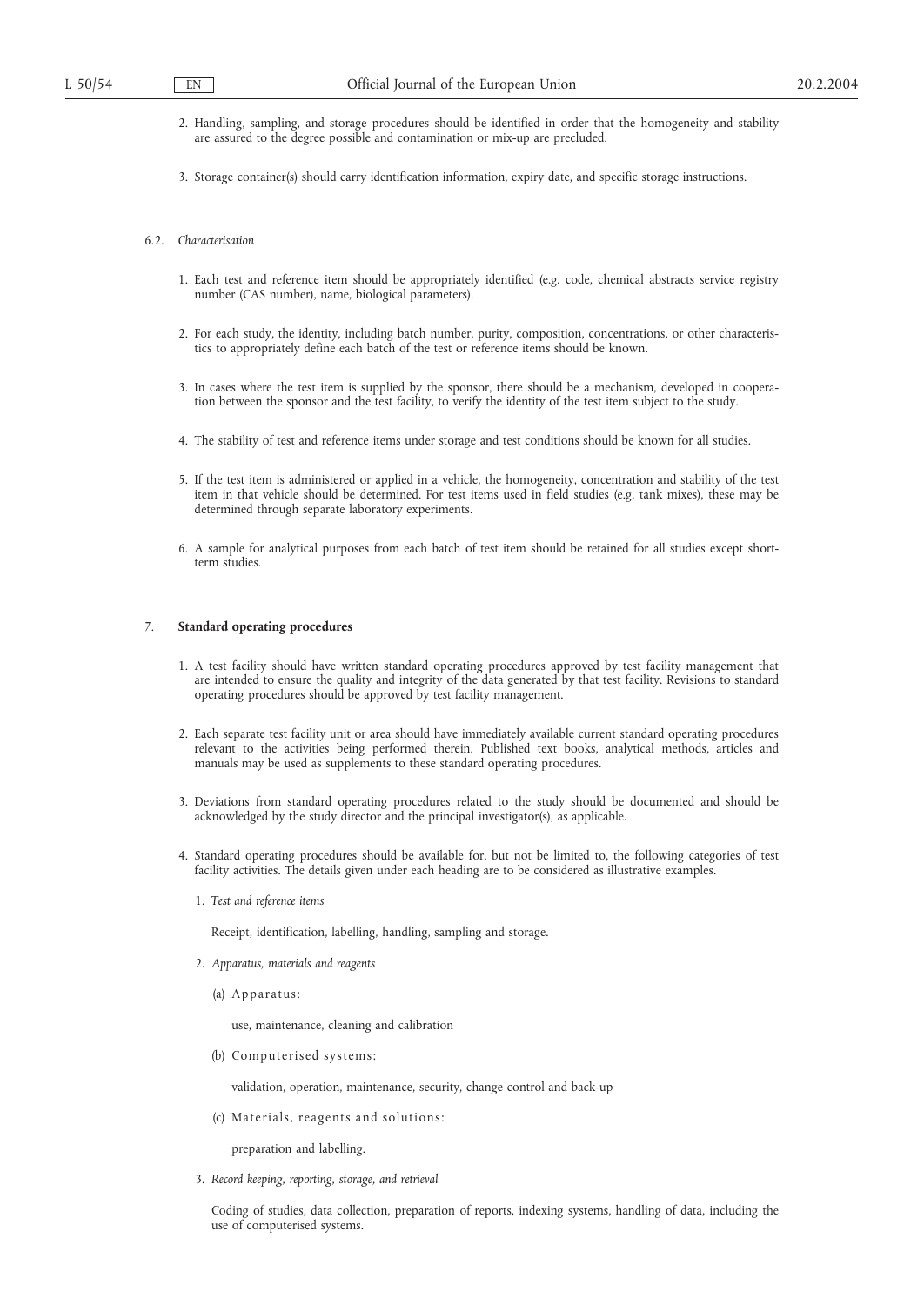2. Handling, sampling, and storage procedures should be identified in order that the homogeneity and stability are assured to the degree possible and contamination or mix-up are precluded.

3. Storage container(s) should carry identification information, expiry date, and specific storage instructions.

6.2. *Characterisation*

1. Each test and reference item should be appropriately identified (e.g. code, chemical abstracts service registry number (CAS number), name, biological parameters).

2. For each study, the identity, including batch number, purity, composition, concentrations, or other characteristics to appropriately define each batch of the test or reference items should be known.

3. In cases where the test item is supplied by the sponsor, there should be a mechanism, developed in cooperation between the sponsor and the test facility, to verify the identity of the test item subject to the study.

4. The stability of test and reference items under storage and test conditions should be known for all studies.

5. If the test item is administered or applied in a vehicle, the homogeneity, concentration and stability of the test item in that vehicle should be determined. For test items used in field studies (e.g. tank mixes), these may be determined through separate laboratory experiments.

6. A sample for analytical purposes from each batch of test item should be retained for all studies except short-term studies.

## 7. **Standard operating procedures**

1. A test facility should have written standard operating procedures approved by test facility management that are intended to ensure the quality and integrity of the data generated by that test facility. Revisions to standard operating procedures should be approved by test facility management.

2. Each separate test facility unit or area should have immediately available current standard operating procedures relevant to the activities being performed therein. Published text books, analytical methods, articles and manuals may be used as supplements to these standard operating procedures.

3. Deviations from standard operating procedures related to the study should be documented and should be acknowledged by the study director and the principal investigator(s), as applicable.

4. Standard operating procedures should be available for, but not be limited to, the following categories of test facility activities. The details given under each heading are to be considered as illustrative examples.

   1. *Test and reference items*

      Receipt, identification, labelling, handling, sampling and storage.

   2. *Apparatus, materials and reagents*

      (a) Apparatus:

      use, maintenance, cleaning and calibration

      (b) Computerised systems:

      validation, operation, maintenance, security, change control and back-up

      (c) Materials, reagents and solutions:

      preparation and labelling.

   3. *Record keeping, reporting, storage, and retrieval*

      Coding of studies, data collection, preparation of reports, indexing systems, handling of data, including the use of computerised systems.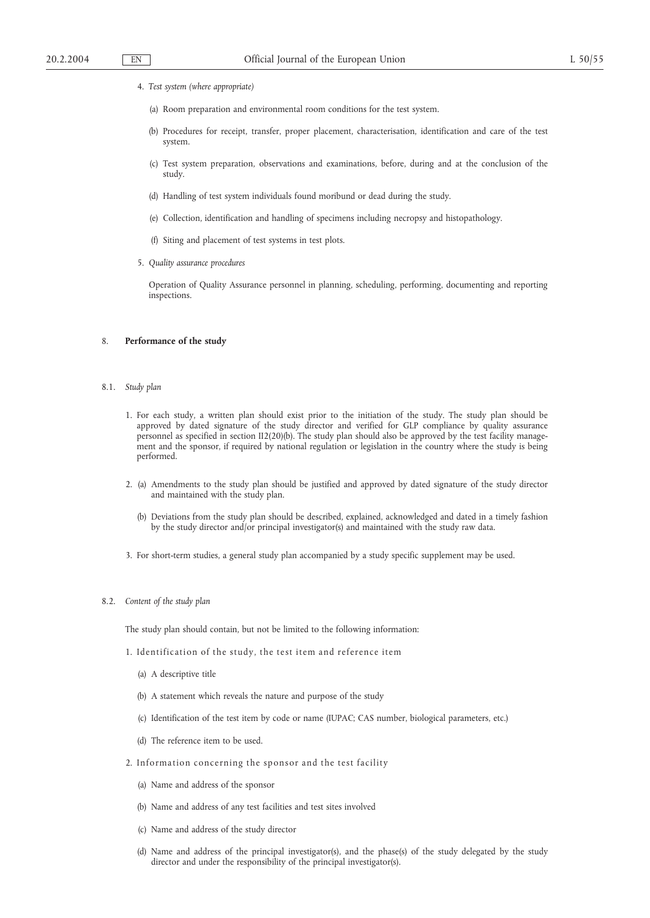4. *Test system (where appropriate)*

   (a) Room preparation and environmental room conditions for the test system.

   (b) Procedures for receipt, transfer, proper placement, characterisation, identification and care of the test system.

   (c) Test system preparation, observations and examinations, before, during and at the conclusion of the study.

   (d) Handling of test system individuals found moribund or dead during the study.

   (e) Collection, identification and handling of specimens including necropsy and histopathology.

   (f) Siting and placement of test systems in test plots.

5. *Quality assurance procedures*

   Operation of Quality Assurance personnel in planning, scheduling, performing, documenting and reporting inspections.

## 8. **Performance of the study**

### 8.1. *Study plan*

1. For each study, a written plan should exist prior to the initiation of the study. The study plan should be approved by dated signature of the study director and verified for GLP compliance by quality assurance personnel as specified in section II2(20)(b). The study plan should also be approved by the test facility management and the sponsor, if required by national regulation or legislation in the country where the study is being performed.

2. (a) Amendments to the study plan should be justified and approved by dated signature of the study director and maintained with the study plan.

   (b) Deviations from the study plan should be described, explained, acknowledged and dated in a timely fashion by the study director and/or principal investigator(s) and maintained with the study raw data.

3. For short-term studies, a general study plan accompanied by a study specific supplement may be used.

### 8.2. *Content of the study plan*

The study plan should contain, but not be limited to the following information:

1. Identification of the study, the test item and reference item

   (a) A descriptive title

   (b) A statement which reveals the nature and purpose of the study

   (c) Identification of the test item by code or name (IUPAC; CAS number, biological parameters, etc.)

   (d) The reference item to be used.

2. Information concerning the sponsor and the test facility

   (a) Name and address of the sponsor

   (b) Name and address of any test facilities and test sites involved

   (c) Name and address of the study director

   (d) Name and address of the principal investigator(s), and the phase(s) of the study delegated by the study director and under the responsibility of the principal investigator(s).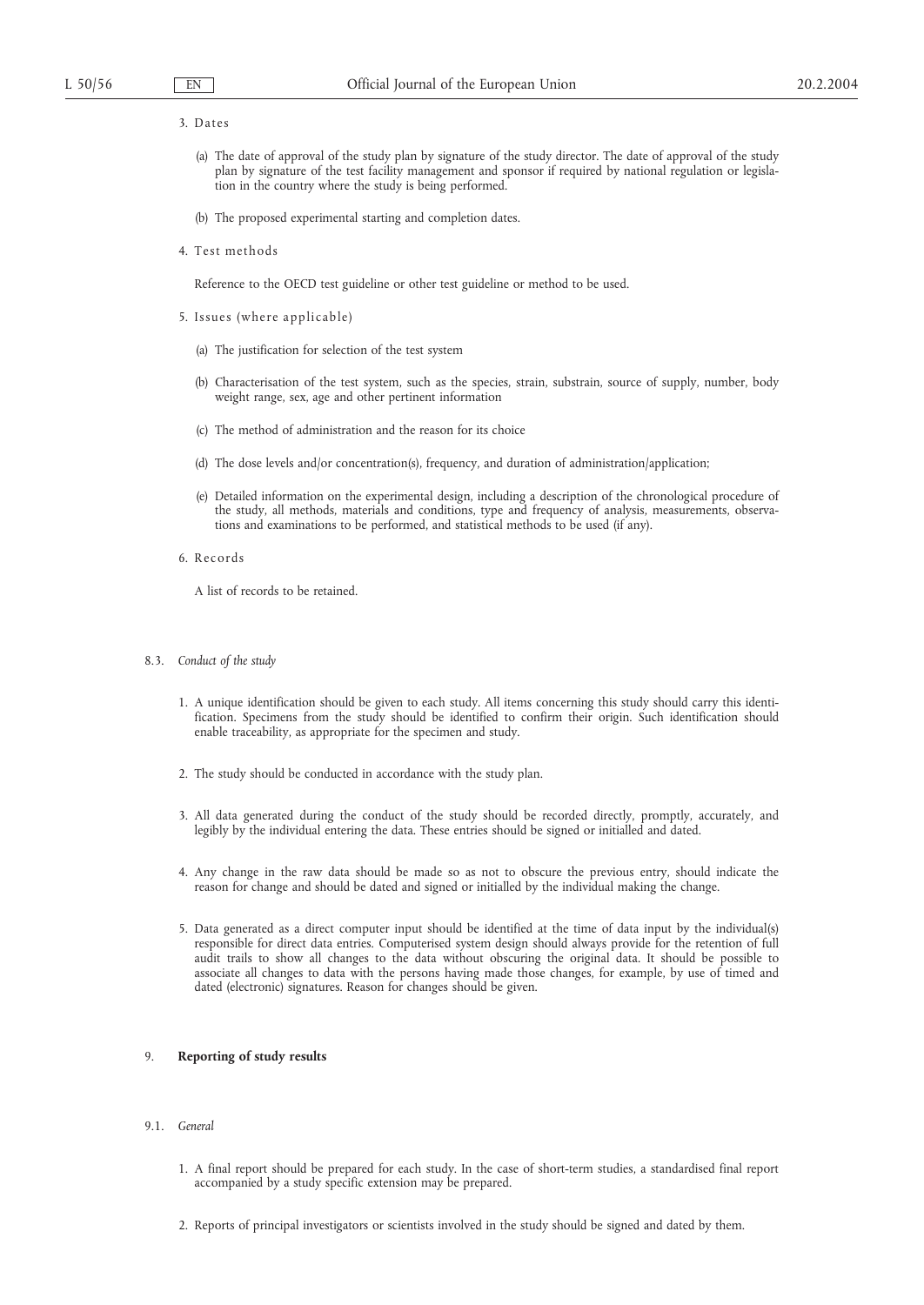3. Dates

(a) The date of approval of the study plan by signature of the study director. The date of approval of the study plan by signature of the test facility management and sponsor if required by national regulation or legislation in the country where the study is being performed.

(b) The proposed experimental starting and completion dates.

4. Test methods

Reference to the OECD test guideline or other test guideline or method to be used.

5. Issues (where applicable)

(a) The justification for selection of the test system

(b) Characterisation of the test system, such as the species, strain, substrain, source of supply, number, body weight range, sex, age and other pertinent information

(c) The method of administration and the reason for its choice

(d) The dose levels and/or concentration(s), frequency, and duration of administration/application;

(e) Detailed information on the experimental design, including a description of the chronological procedure of the study, all methods, materials and conditions, type and frequency of analysis, measurements, observations and examinations to be performed, and statistical methods to be used (if any).

6. Records

A list of records to be retained.

8.3. *Conduct of the study*

1. A unique identification should be given to each study. All items concerning this study should carry this identification. Specimens from the study should be identified to confirm their origin. Such identification should enable traceability, as appropriate for the specimen and study.

2. The study should be conducted in accordance with the study plan.

3. All data generated during the conduct of the study should be recorded directly, promptly, accurately, and legibly by the individual entering the data. These entries should be signed or initialled and dated.

4. Any change in the raw data should be made so as not to obscure the previous entry, should indicate the reason for change and should be dated and signed or initialled by the individual making the change.

5. Data generated as a direct computer input should be identified at the time of data input by the individual(s) responsible for direct data entries. Computerised system design should always provide for the retention of full audit trails to show all changes to the data without obscuring the original data. It should be possible to associate all changes to data with the persons having made those changes, for example, by use of timed and dated (electronic) signatures. Reason for changes should be given.

## 9. **Reporting of study results**

9.1. *General*

1. A final report should be prepared for each study. In the case of short-term studies, a standardised final report accompanied by a study specific extension may be prepared.

2. Reports of principal investigators or scientists involved in the study should be signed and dated by them.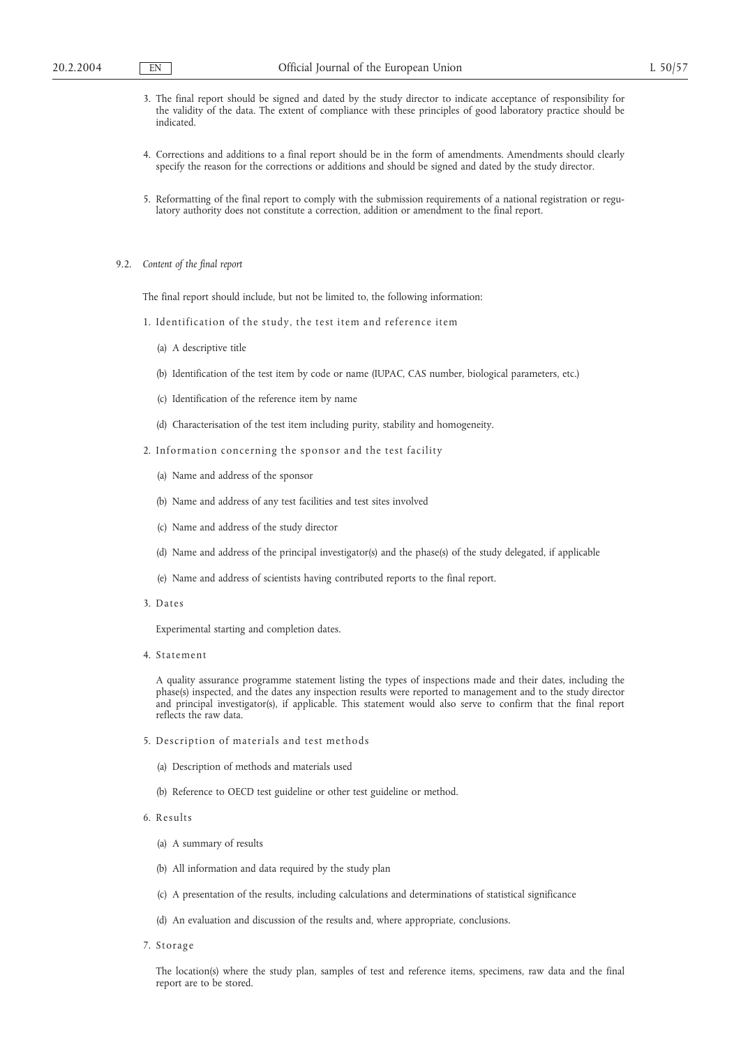3. The final report should be signed and dated by the study director to indicate acceptance of responsibility for the validity of the data. The extent of compliance with these principles of good laboratory practice should be indicated.

4. Corrections and additions to a final report should be in the form of amendments. Amendments should clearly specify the reason for the corrections or additions and should be signed and dated by the study director.

5. Reformatting of the final report to comply with the submission requirements of a national registration or regulatory authority does not constitute a correction, addition or amendment to the final report.

9.2. *Content of the final report*

The final report should include, but not be limited to, the following information:

1. Identification of the study, the test item and reference item

   (a) A descriptive title

   (b) Identification of the test item by code or name (IUPAC, CAS number, biological parameters, etc.)

   (c) Identification of the reference item by name

   (d) Characterisation of the test item including purity, stability and homogeneity.

2. Information concerning the sponsor and the test facility

   (a) Name and address of the sponsor

   (b) Name and address of any test facilities and test sites involved

   (c) Name and address of the study director

   (d) Name and address of the principal investigator(s) and the phase(s) of the study delegated, if applicable

   (e) Name and address of scientists having contributed reports to the final report.

3. Dates

   Experimental starting and completion dates.

4. Statement

   A quality assurance programme statement listing the types of inspections made and their dates, including the phase(s) inspected, and the dates any inspection results were reported to management and to the study director and principal investigator(s), if applicable. This statement would also serve to confirm that the final report reflects the raw data.

5. Description of materials and test methods

   (a) Description of methods and materials used

   (b) Reference to OECD test guideline or other test guideline or method.

6. Results

   (a) A summary of results

   (b) All information and data required by the study plan

   (c) A presentation of the results, including calculations and determinations of statistical significance

   (d) An evaluation and discussion of the results and, where appropriate, conclusions.

7. Storage

   The location(s) where the study plan, samples of test and reference items, specimens, raw data and the final report are to be stored.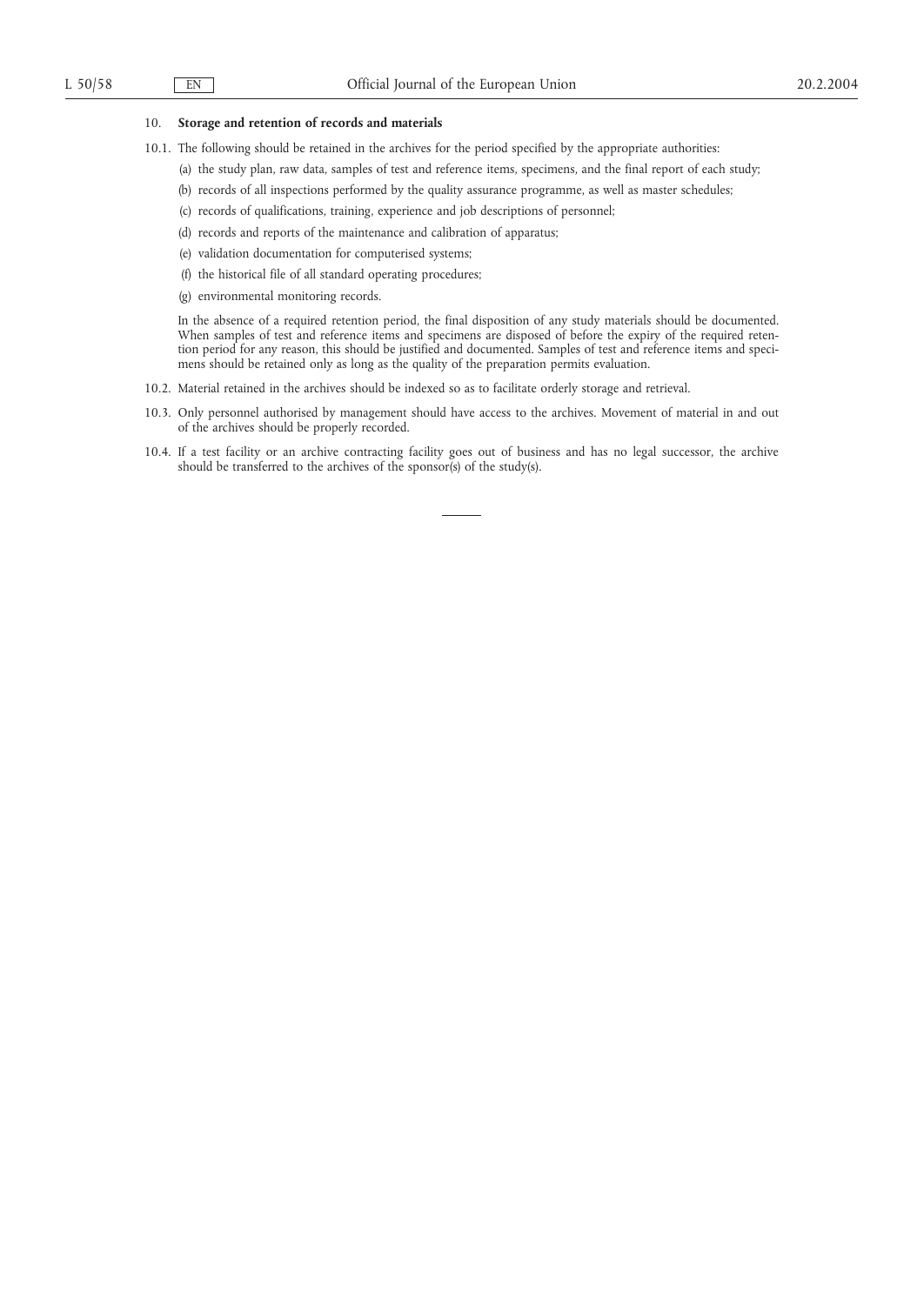## 10. **Storage and retention of records and materials**

10.1. The following should be retained in the archives for the period specified by the appropriate authorities:

(a) the study plan, raw data, samples of test and reference items, specimens, and the final report of each study;

(b) records of all inspections performed by the quality assurance programme, as well as master schedules;

(c) records of qualifications, training, experience and job descriptions of personnel;

(d) records and reports of the maintenance and calibration of apparatus;

(e) validation documentation for computerised systems;

(f) the historical file of all standard operating procedures;

(g) environmental monitoring records.

In the absence of a required retention period, the final disposition of any study materials should be documented. When samples of test and reference items and specimens are disposed of before the expiry of the required retention period for any reason, this should be justified and documented. Samples of test and reference items and specimens should be retained only as long as the quality of the preparation permits evaluation.

10.2. Material retained in the archives should be indexed so as to facilitate orderly storage and retrieval.

10.3. Only personnel authorised by management should have access to the archives. Movement of material in and out of the archives should be properly recorded.

10.4. If a test facility or an archive contracting facility goes out of business and has no legal successor, the archive should be transferred to the archives of the sponsor(s) of the study(s).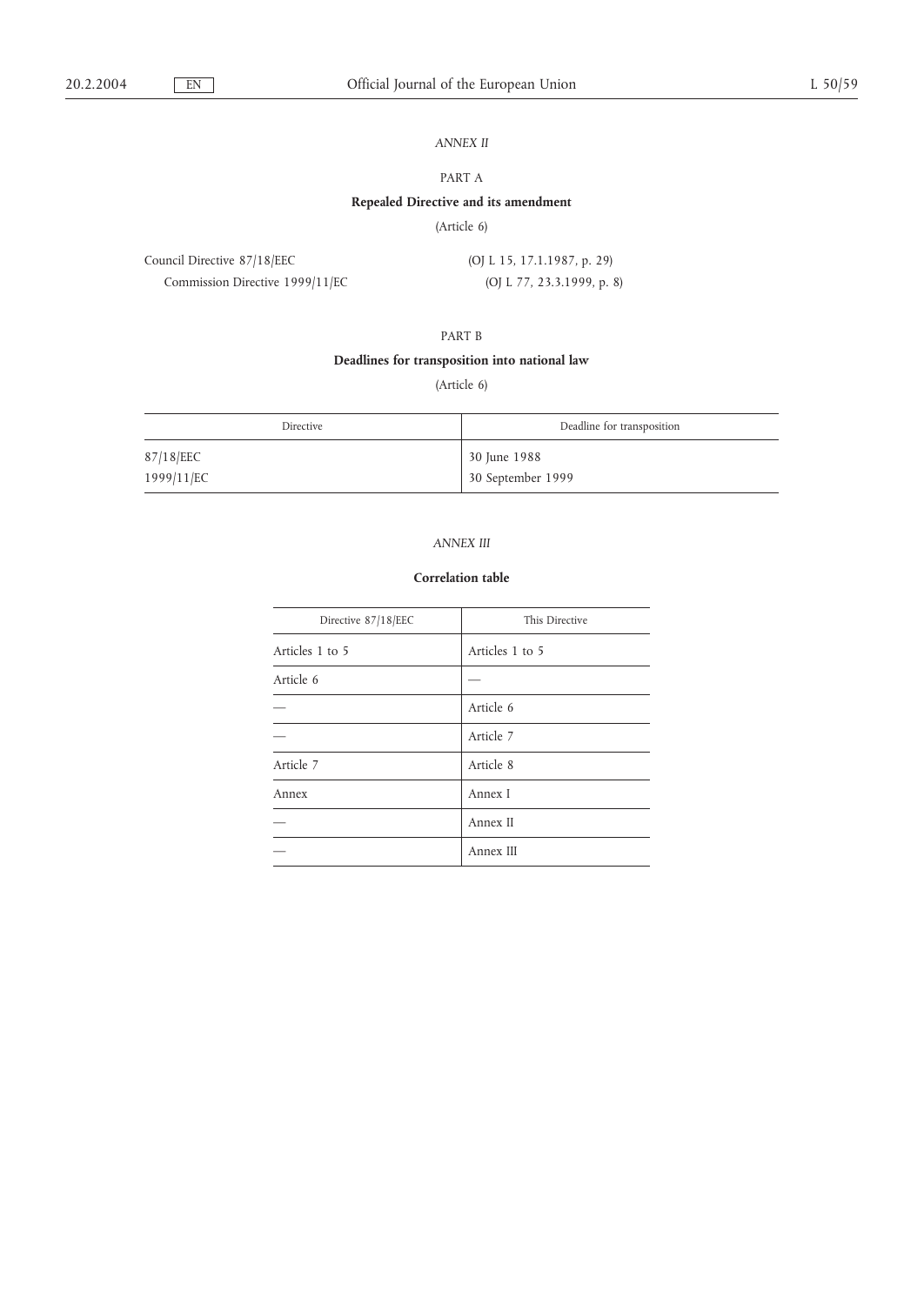*ANNEX II*

PART A

**Repealed Directive and its amendment**

(Article 6)

Council Directive 87/18/EEC (OJ L 15, 17.1.1987, p. 29)

Commission Directive 1999/11/EC (OJ L 77, 23.3.1999, p. 8)

PART B

**Deadlines for transposition into national law**

(Article 6)

| Directive | Deadline for transposition |
|---|---|
| 87/18/EEC | 30 June 1988 |
| 1999/11/EC | 30 September 1999 |

*ANNEX III*

**Correlation table**

| Directive 87/18/EEC | This Directive |
|---|---|
| Articles 1 to 5 | Articles 1 to 5 |
| Article 6 | — |
| — | Article 6 |
| — | Article 7 |
| Article 7 | Article 8 |
| Annex | Annex I |
| — | Annex II |
| — | Annex III |